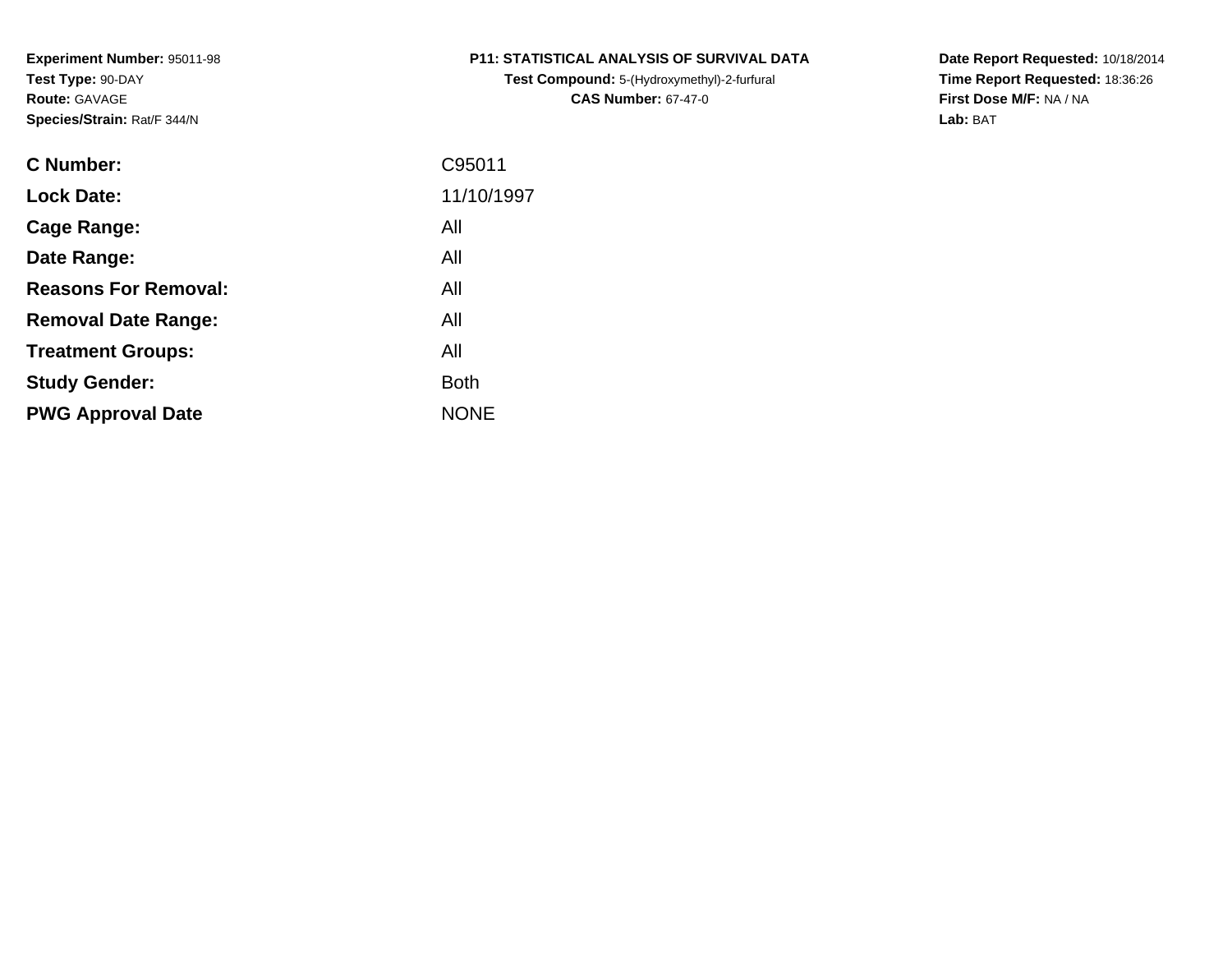**Experiment Number:** 95011-98
**Test Type:** 90-DAY
**Route:** GAVAGE
**Species/Strain:** Rat/F 344/N

**P11: STATISTICAL ANALYSIS OF SURVIVAL DATA**
**Test Compound:** 5-(Hydroxymethyl)-2-furfural
**CAS Number:** 67-47-0

**Date Report Requested:** 10/18/2014
**Time Report Requested:** 18:36:26
**First Dose M/F:** NA / NA
**Lab:** BAT

| | |
|---|---|
| **C Number:** | C95011 |
| **Lock Date:** | 11/10/1997 |
| **Cage Range:** | All |
| **Date Range:** | All |
| **Reasons For Removal:** | All |
| **Removal Date Range:** | All |
| **Treatment Groups:** | All |
| **Study Gender:** | Both |
| **PWG Approval Date** | NONE |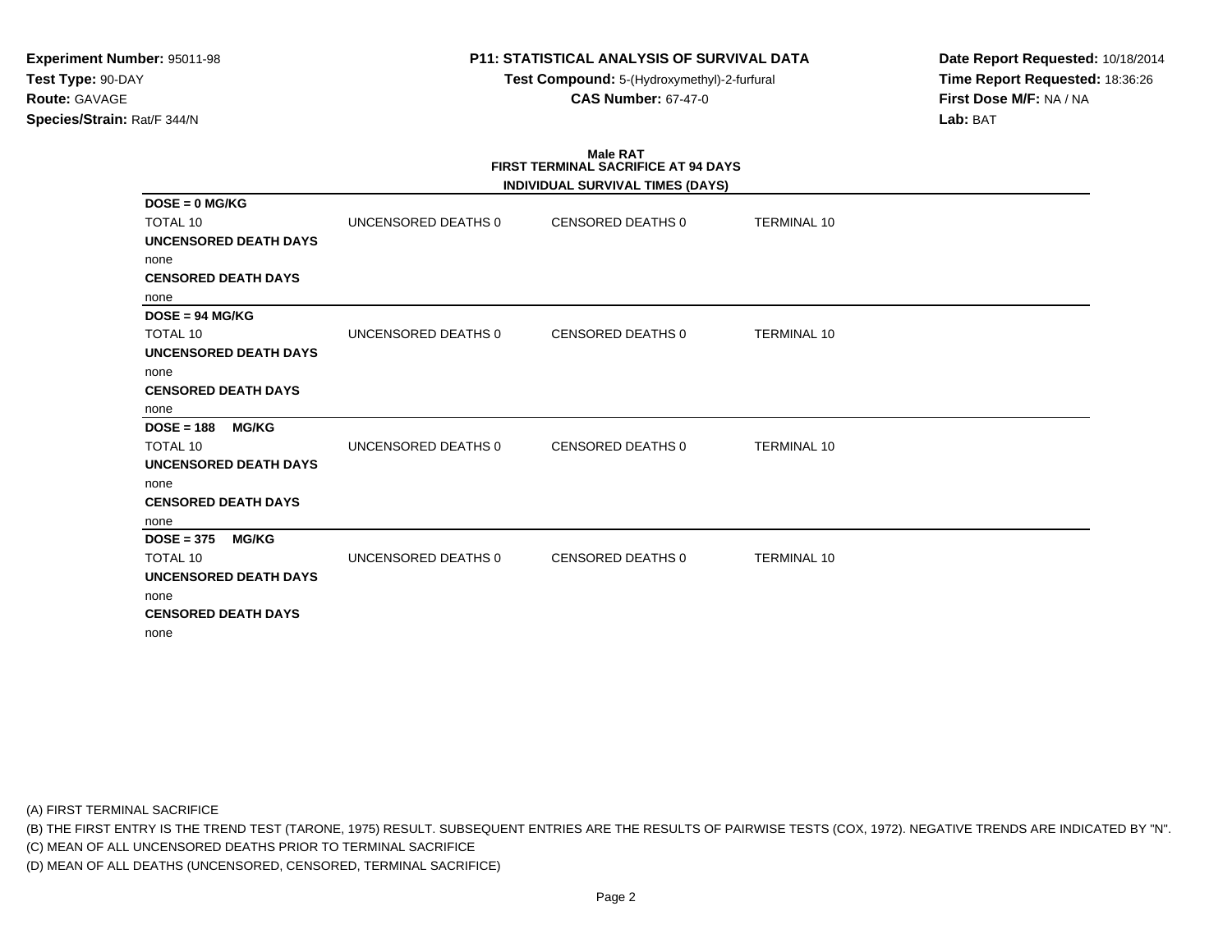**Experiment Number:** 95011-98
**Test Type:** 90-DAY
**Route:** GAVAGE
**Species/Strain:** Rat/F 344/N

**P11: STATISTICAL ANALYSIS OF SURVIVAL DATA**
**Test Compound:** 5-(Hydroxymethyl)-2-furfural
**CAS Number:** 67-47-0

**Date Report Requested:** 10/18/2014
**Time Report Requested:** 18:36:26
**First Dose M/F:** NA / NA
**Lab:** BAT

**Male RAT**
**FIRST TERMINAL SACRIFICE AT 94 DAYS**
**INDIVIDUAL SURVIVAL TIMES (DAYS)**

**DOSE = 0 MG/KG**

| TOTAL 10 | UNCENSORED DEATHS 0 | CENSORED DEATHS 0 | TERMINAL 10 |
|---|---|---|---|

**UNCENSORED DEATH DAYS**
none
**CENSORED DEATH DAYS**
none

**DOSE = 94 MG/KG**

| TOTAL 10 | UNCENSORED DEATHS 0 | CENSORED DEATHS 0 | TERMINAL 10 |
|---|---|---|---|

**UNCENSORED DEATH DAYS**
none
**CENSORED DEATH DAYS**
none

**DOSE = 188 MG/KG**

| TOTAL 10 | UNCENSORED DEATHS 0 | CENSORED DEATHS 0 | TERMINAL 10 |
|---|---|---|---|

**UNCENSORED DEATH DAYS**
none
**CENSORED DEATH DAYS**
none

**DOSE = 375 MG/KG**

| TOTAL 10 | UNCENSORED DEATHS 0 | CENSORED DEATHS 0 | TERMINAL 10 |
|---|---|---|---|

**UNCENSORED DEATH DAYS**
none
**CENSORED DEATH DAYS**
none

(A) FIRST TERMINAL SACRIFICE
(B) THE FIRST ENTRY IS THE TREND TEST (TARONE, 1975) RESULT. SUBSEQUENT ENTRIES ARE THE RESULTS OF PAIRWISE TESTS (COX, 1972). NEGATIVE TRENDS ARE INDICATED BY "N".
(C) MEAN OF ALL UNCENSORED DEATHS PRIOR TO TERMINAL SACRIFICE
(D) MEAN OF ALL DEATHS (UNCENSORED, CENSORED, TERMINAL SACRIFICE)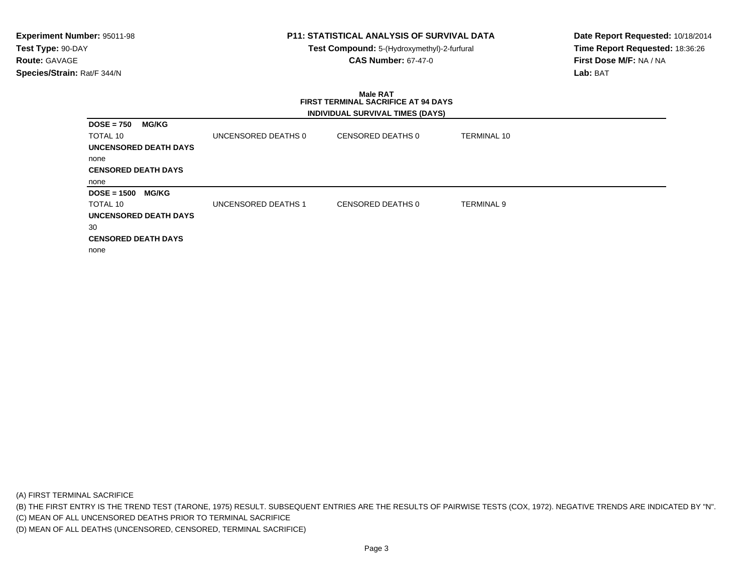**Experiment Number:** 95011-98
**Test Type:** 90-DAY
**Route:** GAVAGE
**Species/Strain:** Rat/F 344/N

**P11: STATISTICAL ANALYSIS OF SURVIVAL DATA**
**Test Compound:** 5-(Hydroxymethyl)-2-furfural
**CAS Number:** 67-47-0

**Date Report Requested:** 10/18/2014
**Time Report Requested:** 18:36:26
**First Dose M/F:** NA / NA
**Lab:** BAT

## Male RAT
## FIRST TERMINAL SACRIFICE AT 94 DAYS
### INDIVIDUAL SURVIVAL TIMES (DAYS)

**DOSE = 750 MG/KG**

| TOTAL 10 | UNCENSORED DEATHS 0 | CENSORED DEATHS 0 | TERMINAL 10 |
|---|---|---|---|

**UNCENSORED DEATH DAYS**

none

**CENSORED DEATH DAYS**

none

**DOSE = 1500 MG/KG**

| TOTAL 10 | UNCENSORED DEATHS 1 | CENSORED DEATHS 0 | TERMINAL 9 |
|---|---|---|---|

**UNCENSORED DEATH DAYS**

30

**CENSORED DEATH DAYS**

none

(A) FIRST TERMINAL SACRIFICE
(B) THE FIRST ENTRY IS THE TREND TEST (TARONE, 1975) RESULT. SUBSEQUENT ENTRIES ARE THE RESULTS OF PAIRWISE TESTS (COX, 1972). NEGATIVE TRENDS ARE INDICATED BY "N".
(C) MEAN OF ALL UNCENSORED DEATHS PRIOR TO TERMINAL SACRIFICE
(D) MEAN OF ALL DEATHS (UNCENSORED, CENSORED, TERMINAL SACRIFICE)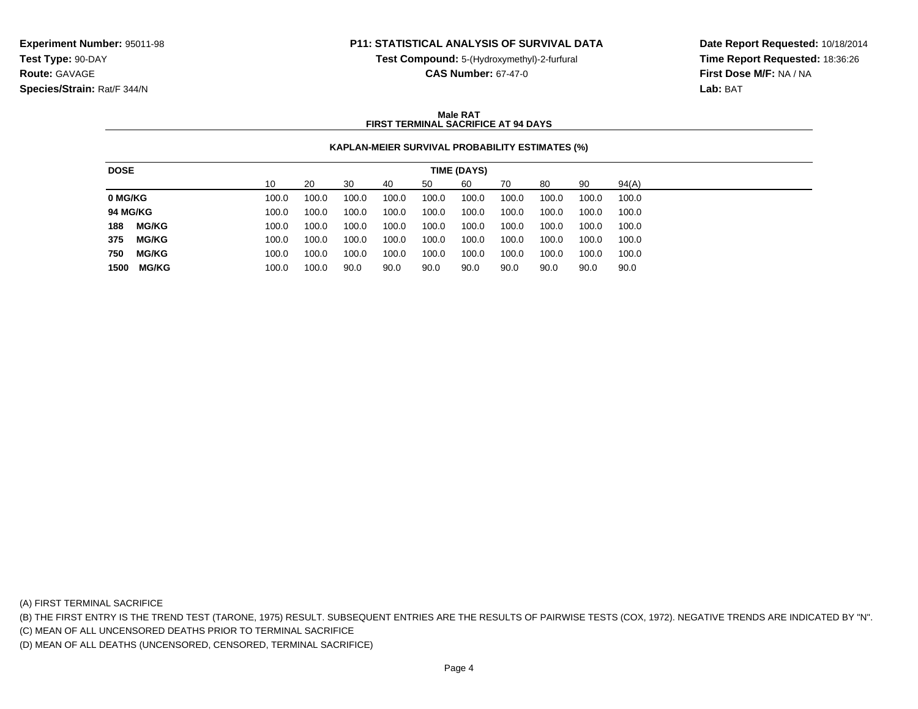**Experiment Number:** 95011-98
**Test Type:** 90-DAY
**Route:** GAVAGE
**Species/Strain:** Rat/F 344/N

**P11: STATISTICAL ANALYSIS OF SURVIVAL DATA**
**Test Compound:** 5-(Hydroxymethyl)-2-furfural
**CAS Number:** 67-47-0

**Date Report Requested:** 10/18/2014
**Time Report Requested:** 18:36:26
**First Dose M/F:** NA / NA
**Lab:** BAT

**Male RAT**
**FIRST TERMINAL SACRIFICE AT 94 DAYS**

**KAPLAN-MEIER SURVIVAL PROBABILITY ESTIMATES (%)**

| DOSE | TIME (DAYS) | | | | | | | | | |
|---|---|---|---|---|---|---|---|---|---|---|
| | 10 | 20 | 30 | 40 | 50 | 60 | 70 | 80 | 90 | 94(A) |
| **0 MG/KG** | 100.0 | 100.0 | 100.0 | 100.0 | 100.0 | 100.0 | 100.0 | 100.0 | 100.0 | 100.0 |
| **94 MG/KG** | 100.0 | 100.0 | 100.0 | 100.0 | 100.0 | 100.0 | 100.0 | 100.0 | 100.0 | 100.0 |
| **188 MG/KG** | 100.0 | 100.0 | 100.0 | 100.0 | 100.0 | 100.0 | 100.0 | 100.0 | 100.0 | 100.0 |
| **375 MG/KG** | 100.0 | 100.0 | 100.0 | 100.0 | 100.0 | 100.0 | 100.0 | 100.0 | 100.0 | 100.0 |
| **750 MG/KG** | 100.0 | 100.0 | 100.0 | 100.0 | 100.0 | 100.0 | 100.0 | 100.0 | 100.0 | 100.0 |
| **1500 MG/KG** | 100.0 | 100.0 | 90.0 | 90.0 | 90.0 | 90.0 | 90.0 | 90.0 | 90.0 | 90.0 |

(A) FIRST TERMINAL SACRIFICE
(B) THE FIRST ENTRY IS THE TREND TEST (TARONE, 1975) RESULT. SUBSEQUENT ENTRIES ARE THE RESULTS OF PAIRWISE TESTS (COX, 1972). NEGATIVE TRENDS ARE INDICATED BY "N".
(C) MEAN OF ALL UNCENSORED DEATHS PRIOR TO TERMINAL SACRIFICE
(D) MEAN OF ALL DEATHS (UNCENSORED, CENSORED, TERMINAL SACRIFICE)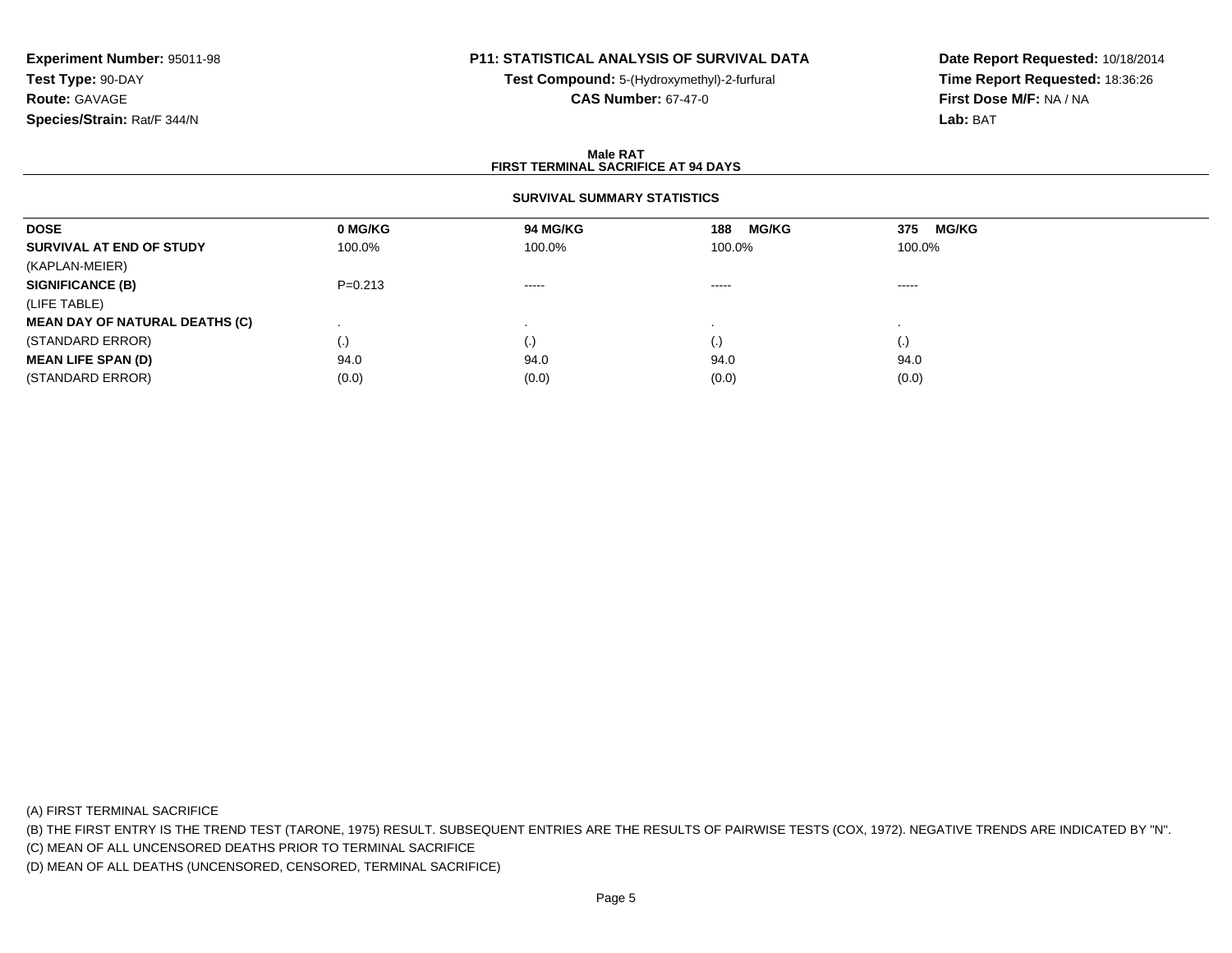**Experiment Number:** 95011-98
**Test Type:** 90-DAY
**Route:** GAVAGE
**Species/Strain:** Rat/F 344/N

**P11: STATISTICAL ANALYSIS OF SURVIVAL DATA**
**Test Compound:** 5-(Hydroxymethyl)-2-furfural
**CAS Number:** 67-47-0

**Date Report Requested:** 10/18/2014
**Time Report Requested:** 18:36:26
**First Dose M/F:** NA / NA
**Lab:** BAT

### Male RAT
### FIRST TERMINAL SACRIFICE AT 94 DAYS

#### SURVIVAL SUMMARY STATISTICS

| DOSE | 0 MG/KG | 94 MG/KG | 188 MG/KG | 375 MG/KG |
|---|---|---|---|---|
| **SURVIVAL AT END OF STUDY** | 100.0% | 100.0% | 100.0% | 100.0% |
| (KAPLAN-MEIER) | | | | |
| **SIGNIFICANCE (B)** | P=0.213 | ----- | ----- | ----- |
| (LIFE TABLE) | | | | |
| **MEAN DAY OF NATURAL DEATHS (C)** | . | . | . | . |
| (STANDARD ERROR) | (.) | (.) | (.) | (.) |
| **MEAN LIFE SPAN (D)** | 94.0 | 94.0 | 94.0 | 94.0 |
| (STANDARD ERROR) | (0.0) | (0.0) | (0.0) | (0.0) |

(A) FIRST TERMINAL SACRIFICE
(B) THE FIRST ENTRY IS THE TREND TEST (TARONE, 1975) RESULT. SUBSEQUENT ENTRIES ARE THE RESULTS OF PAIRWISE TESTS (COX, 1972). NEGATIVE TRENDS ARE INDICATED BY "N".
(C) MEAN OF ALL UNCENSORED DEATHS PRIOR TO TERMINAL SACRIFICE
(D) MEAN OF ALL DEATHS (UNCENSORED, CENSORED, TERMINAL SACRIFICE)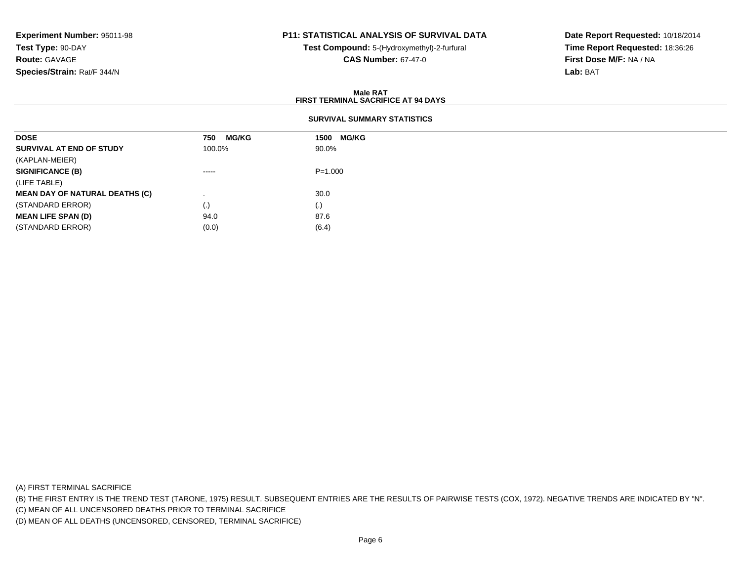**Experiment Number:** 95011-98
**Test Type:** 90-DAY
**Route:** GAVAGE
**Species/Strain:** Rat/F 344/N

**P11: STATISTICAL ANALYSIS OF SURVIVAL DATA**
**Test Compound:** 5-(Hydroxymethyl)-2-furfural
**CAS Number:** 67-47-0

**Date Report Requested:** 10/18/2014
**Time Report Requested:** 18:36:26
**First Dose M/F:** NA / NA
**Lab:** BAT

## Male RAT
## FIRST TERMINAL SACRIFICE AT 94 DAYS

### SURVIVAL SUMMARY STATISTICS

| DOSE | 750 MG/KG | 1500 MG/KG |
|---|---|---|
| **SURVIVAL AT END OF STUDY** | 100.0% | 90.0% |
| (KAPLAN-MEIER) | | |
| **SIGNIFICANCE (B)** | ----- | P=1.000 |
| (LIFE TABLE) | | |
| **MEAN DAY OF NATURAL DEATHS (C)** | . | 30.0 |
| (STANDARD ERROR) | (.) | (.) |
| **MEAN LIFE SPAN (D)** | 94.0 | 87.6 |
| (STANDARD ERROR) | (0.0) | (6.4) |

(A) FIRST TERMINAL SACRIFICE
(B) THE FIRST ENTRY IS THE TREND TEST (TARONE, 1975) RESULT. SUBSEQUENT ENTRIES ARE THE RESULTS OF PAIRWISE TESTS (COX, 1972). NEGATIVE TRENDS ARE INDICATED BY "N".
(C) MEAN OF ALL UNCENSORED DEATHS PRIOR TO TERMINAL SACRIFICE
(D) MEAN OF ALL DEATHS (UNCENSORED, CENSORED, TERMINAL SACRIFICE)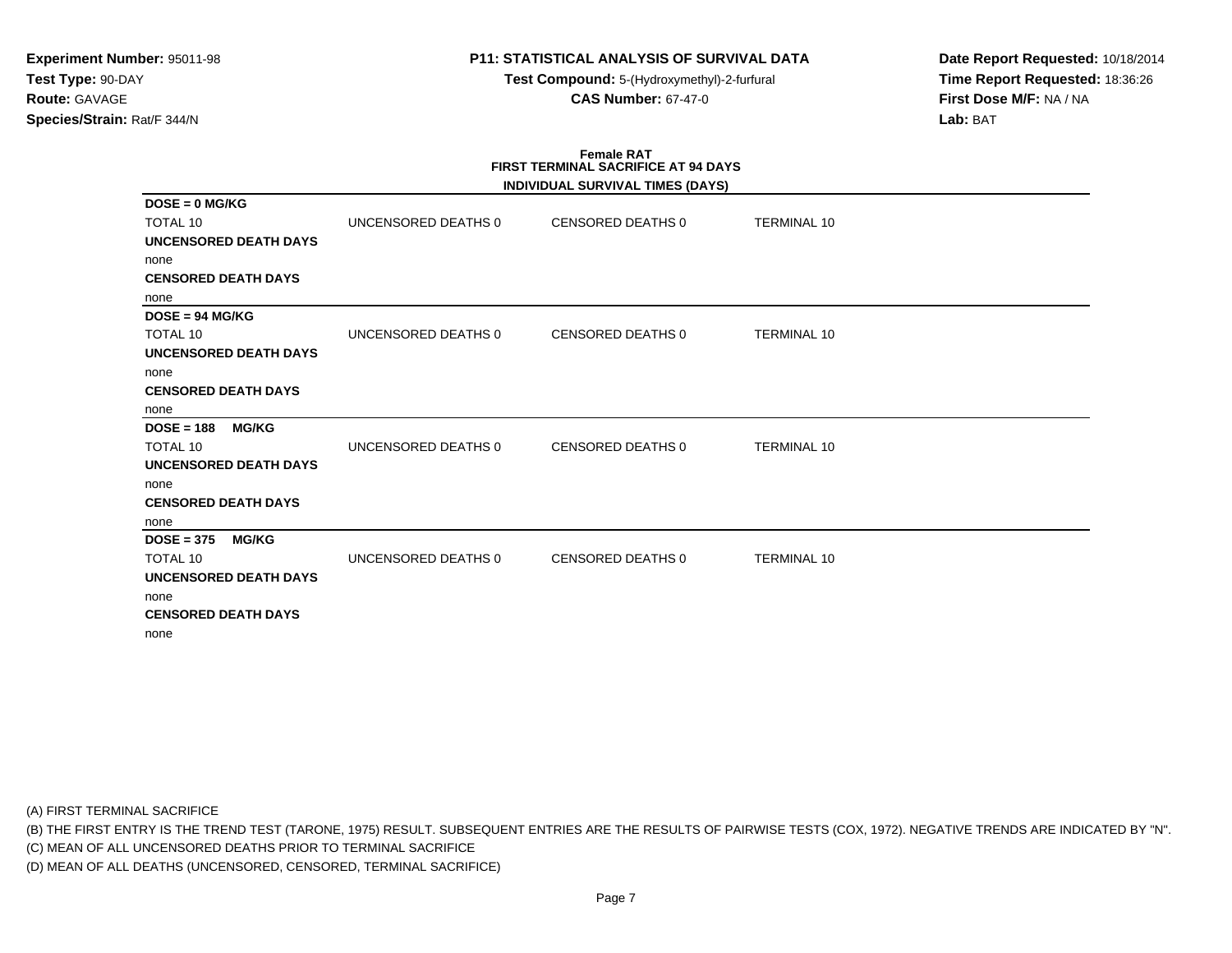**Experiment Number:** 95011-98
**Test Type:** 90-DAY
**Route:** GAVAGE
**Species/Strain:** Rat/F 344/N

**P11: STATISTICAL ANALYSIS OF SURVIVAL DATA**
**Test Compound:** 5-(Hydroxymethyl)-2-furfural
**CAS Number:** 67-47-0

**Date Report Requested:** 10/18/2014
**Time Report Requested:** 18:36:26
**First Dose M/F:** NA / NA
**Lab:** BAT

## Female RAT
## FIRST TERMINAL SACRIFICE AT 94 DAYS
### INDIVIDUAL SURVIVAL TIMES (DAYS)

**DOSE = 0 MG/KG**

| TOTAL 10 | UNCENSORED DEATHS 0 | CENSORED DEATHS 0 | TERMINAL 10 |
|---|---|---|---|

**UNCENSORED DEATH DAYS**
none
**CENSORED DEATH DAYS**
none

**DOSE = 94 MG/KG**

| TOTAL 10 | UNCENSORED DEATHS 0 | CENSORED DEATHS 0 | TERMINAL 10 |
|---|---|---|---|

**UNCENSORED DEATH DAYS**
none
**CENSORED DEATH DAYS**
none

**DOSE = 188 MG/KG**

| TOTAL 10 | UNCENSORED DEATHS 0 | CENSORED DEATHS 0 | TERMINAL 10 |
|---|---|---|---|

**UNCENSORED DEATH DAYS**
none
**CENSORED DEATH DAYS**
none

**DOSE = 375 MG/KG**

| TOTAL 10 | UNCENSORED DEATHS 0 | CENSORED DEATHS 0 | TERMINAL 10 |
|---|---|---|---|

**UNCENSORED DEATH DAYS**
none
**CENSORED DEATH DAYS**
none

(A) FIRST TERMINAL SACRIFICE
(B) THE FIRST ENTRY IS THE TREND TEST (TARONE, 1975) RESULT. SUBSEQUENT ENTRIES ARE THE RESULTS OF PAIRWISE TESTS (COX, 1972). NEGATIVE TRENDS ARE INDICATED BY "N".
(C) MEAN OF ALL UNCENSORED DEATHS PRIOR TO TERMINAL SACRIFICE
(D) MEAN OF ALL DEATHS (UNCENSORED, CENSORED, TERMINAL SACRIFICE)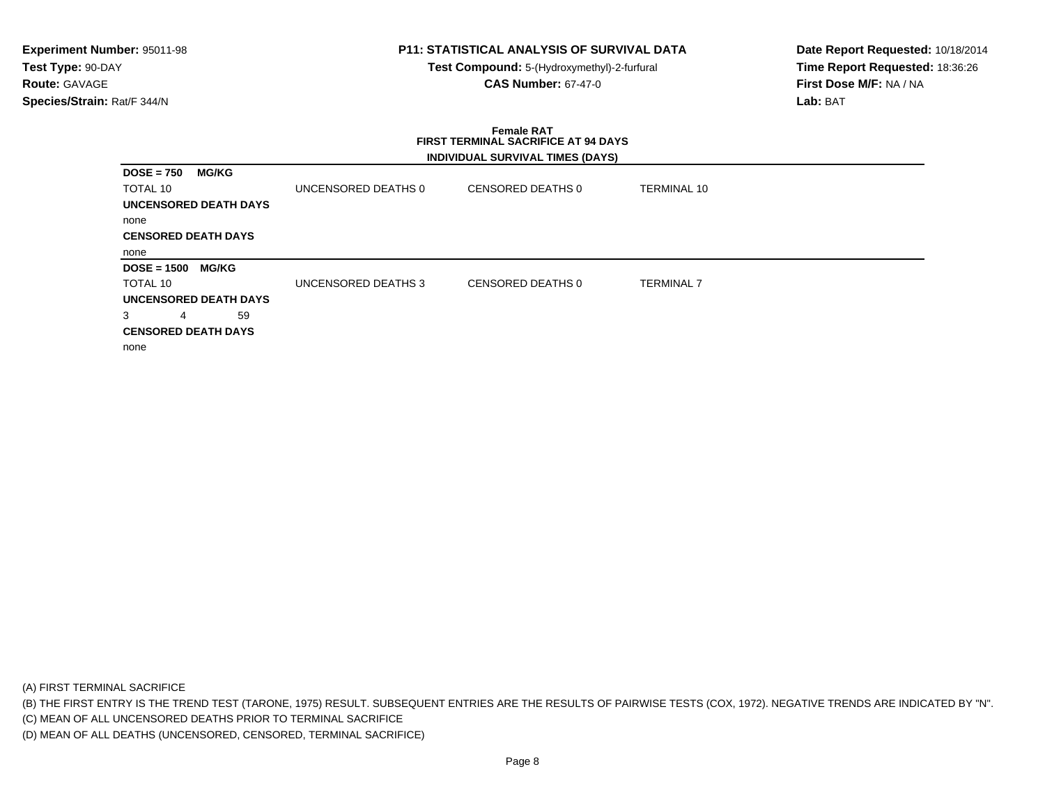**Experiment Number:** 95011-98
**Test Type:** 90-DAY
**Route:** GAVAGE
**Species/Strain:** Rat/F 344/N

**P11: STATISTICAL ANALYSIS OF SURVIVAL DATA**
**Test Compound:** 5-(Hydroxymethyl)-2-furfural
**CAS Number:** 67-47-0

**Date Report Requested:** 10/18/2014
**Time Report Requested:** 18:36:26
**First Dose M/F:** NA / NA
**Lab:** BAT

**Female RAT**
**FIRST TERMINAL SACRIFICE AT 94 DAYS**
**INDIVIDUAL SURVIVAL TIMES (DAYS)**

**DOSE = 750 MG/KG**

TOTAL 10 | UNCENSORED DEATHS 0 | CENSORED DEATHS 0 | TERMINAL 10

**UNCENSORED DEATH DAYS**

none

**CENSORED DEATH DAYS**

none

**DOSE = 1500 MG/KG**

TOTAL 10 | UNCENSORED DEATHS 3 | CENSORED DEATHS 0 | TERMINAL 7

**UNCENSORED DEATH DAYS**

3 4 59

**CENSORED DEATH DAYS**

none

(A) FIRST TERMINAL SACRIFICE
(B) THE FIRST ENTRY IS THE TREND TEST (TARONE, 1975) RESULT. SUBSEQUENT ENTRIES ARE THE RESULTS OF PAIRWISE TESTS (COX, 1972). NEGATIVE TRENDS ARE INDICATED BY "N".
(C) MEAN OF ALL UNCENSORED DEATHS PRIOR TO TERMINAL SACRIFICE
(D) MEAN OF ALL DEATHS (UNCENSORED, CENSORED, TERMINAL SACRIFICE)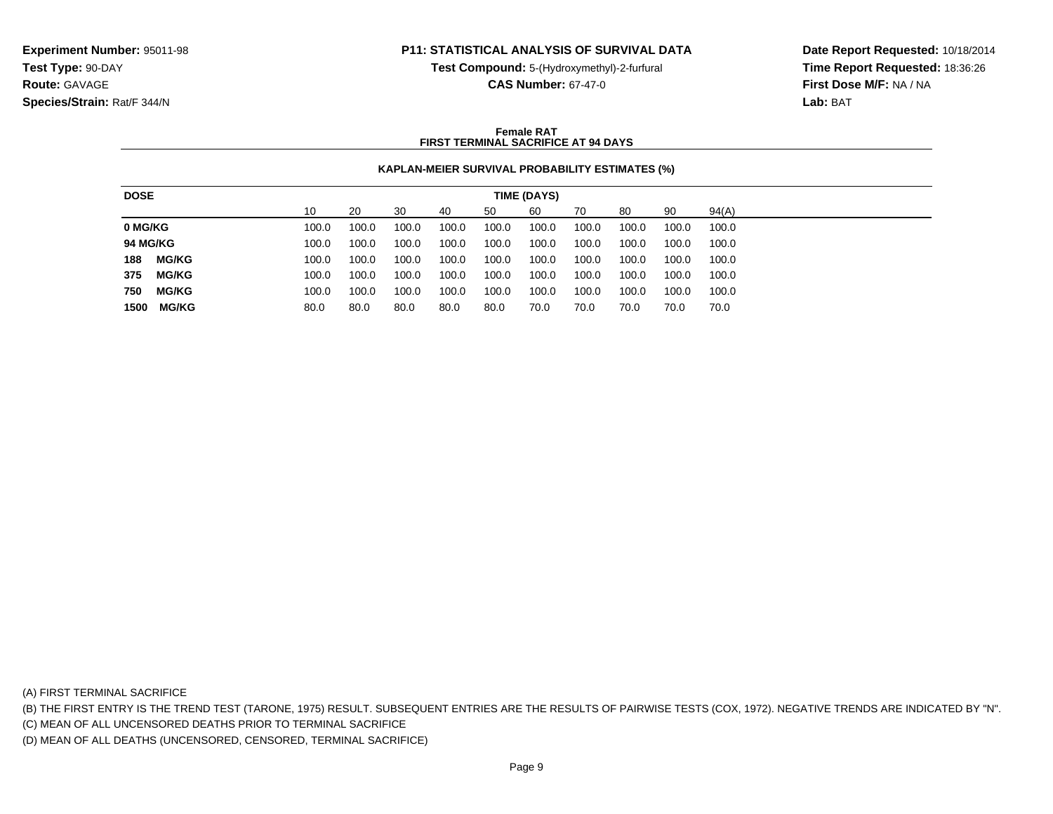**Experiment Number:** 95011-98
**Test Type:** 90-DAY
**Route:** GAVAGE
**Species/Strain:** Rat/F 344/N

**P11: STATISTICAL ANALYSIS OF SURVIVAL DATA**
**Test Compound:** 5-(Hydroxymethyl)-2-furfural
**CAS Number:** 67-47-0

**Date Report Requested:** 10/18/2014
**Time Report Requested:** 18:36:26
**First Dose M/F:** NA / NA
**Lab:** BAT

**Female RAT**
**FIRST TERMINAL SACRIFICE AT 94 DAYS**

**KAPLAN-MEIER SURVIVAL PROBABILITY ESTIMATES (%)**

| DOSE | TIME (DAYS) | | | | | | | | | |
|---|---|---|---|---|---|---|---|---|---|---|
| | 10 | 20 | 30 | 40 | 50 | 60 | 70 | 80 | 90 | 94(A) |
| **0 MG/KG** | 100.0 | 100.0 | 100.0 | 100.0 | 100.0 | 100.0 | 100.0 | 100.0 | 100.0 | 100.0 |
| **94 MG/KG** | 100.0 | 100.0 | 100.0 | 100.0 | 100.0 | 100.0 | 100.0 | 100.0 | 100.0 | 100.0 |
| **188 MG/KG** | 100.0 | 100.0 | 100.0 | 100.0 | 100.0 | 100.0 | 100.0 | 100.0 | 100.0 | 100.0 |
| **375 MG/KG** | 100.0 | 100.0 | 100.0 | 100.0 | 100.0 | 100.0 | 100.0 | 100.0 | 100.0 | 100.0 |
| **750 MG/KG** | 100.0 | 100.0 | 100.0 | 100.0 | 100.0 | 100.0 | 100.0 | 100.0 | 100.0 | 100.0 |
| **1500 MG/KG** | 80.0 | 80.0 | 80.0 | 80.0 | 80.0 | 70.0 | 70.0 | 70.0 | 70.0 | 70.0 |

(A) FIRST TERMINAL SACRIFICE
(B) THE FIRST ENTRY IS THE TREND TEST (TARONE, 1975) RESULT. SUBSEQUENT ENTRIES ARE THE RESULTS OF PAIRWISE TESTS (COX, 1972). NEGATIVE TRENDS ARE INDICATED BY "N".
(C) MEAN OF ALL UNCENSORED DEATHS PRIOR TO TERMINAL SACRIFICE
(D) MEAN OF ALL DEATHS (UNCENSORED, CENSORED, TERMINAL SACRIFICE)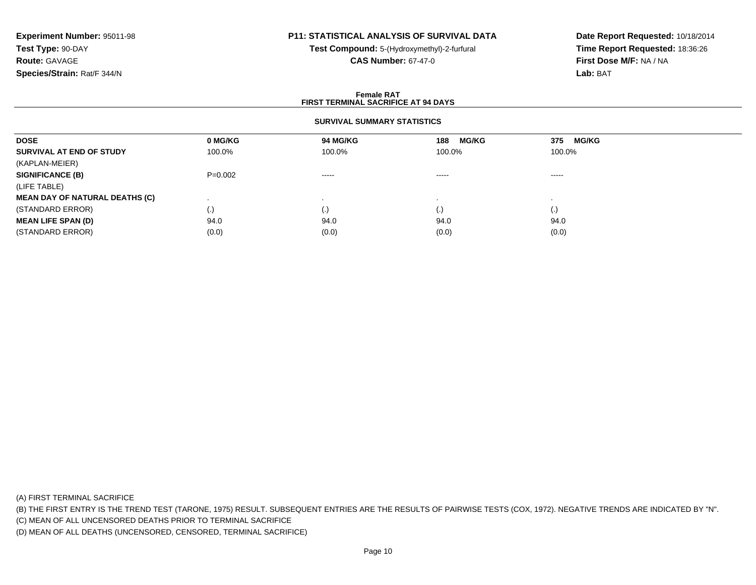**Experiment Number:** 95011-98
**Test Type:** 90-DAY
**Route:** GAVAGE
**Species/Strain:** Rat/F 344/N

**P11: STATISTICAL ANALYSIS OF SURVIVAL DATA**
**Test Compound:** 5-(Hydroxymethyl)-2-furfural
**CAS Number:** 67-47-0

**Date Report Requested:** 10/18/2014
**Time Report Requested:** 18:36:26
**First Dose M/F:** NA / NA
**Lab:** BAT

## Female RAT
## FIRST TERMINAL SACRIFICE AT 94 DAYS

### SURVIVAL SUMMARY STATISTICS

| DOSE | 0 MG/KG | 94 MG/KG | 188 MG/KG | 375 MG/KG |
|---|---|---|---|---|
| **SURVIVAL AT END OF STUDY** | 100.0% | 100.0% | 100.0% | 100.0% |
| (KAPLAN-MEIER) | | | | |
| **SIGNIFICANCE (B)** | P=0.002 | ----- | ----- | ----- |
| (LIFE TABLE) | | | | |
| **MEAN DAY OF NATURAL DEATHS (C)** | . | . | . | . |
| (STANDARD ERROR) | (.) | (.) | (.) | (.) |
| **MEAN LIFE SPAN (D)** | 94.0 | 94.0 | 94.0 | 94.0 |
| (STANDARD ERROR) | (0.0) | (0.0) | (0.0) | (0.0) |

(A) FIRST TERMINAL SACRIFICE
(B) THE FIRST ENTRY IS THE TREND TEST (TARONE, 1975) RESULT. SUBSEQUENT ENTRIES ARE THE RESULTS OF PAIRWISE TESTS (COX, 1972). NEGATIVE TRENDS ARE INDICATED BY "N".
(C) MEAN OF ALL UNCENSORED DEATHS PRIOR TO TERMINAL SACRIFICE
(D) MEAN OF ALL DEATHS (UNCENSORED, CENSORED, TERMINAL SACRIFICE)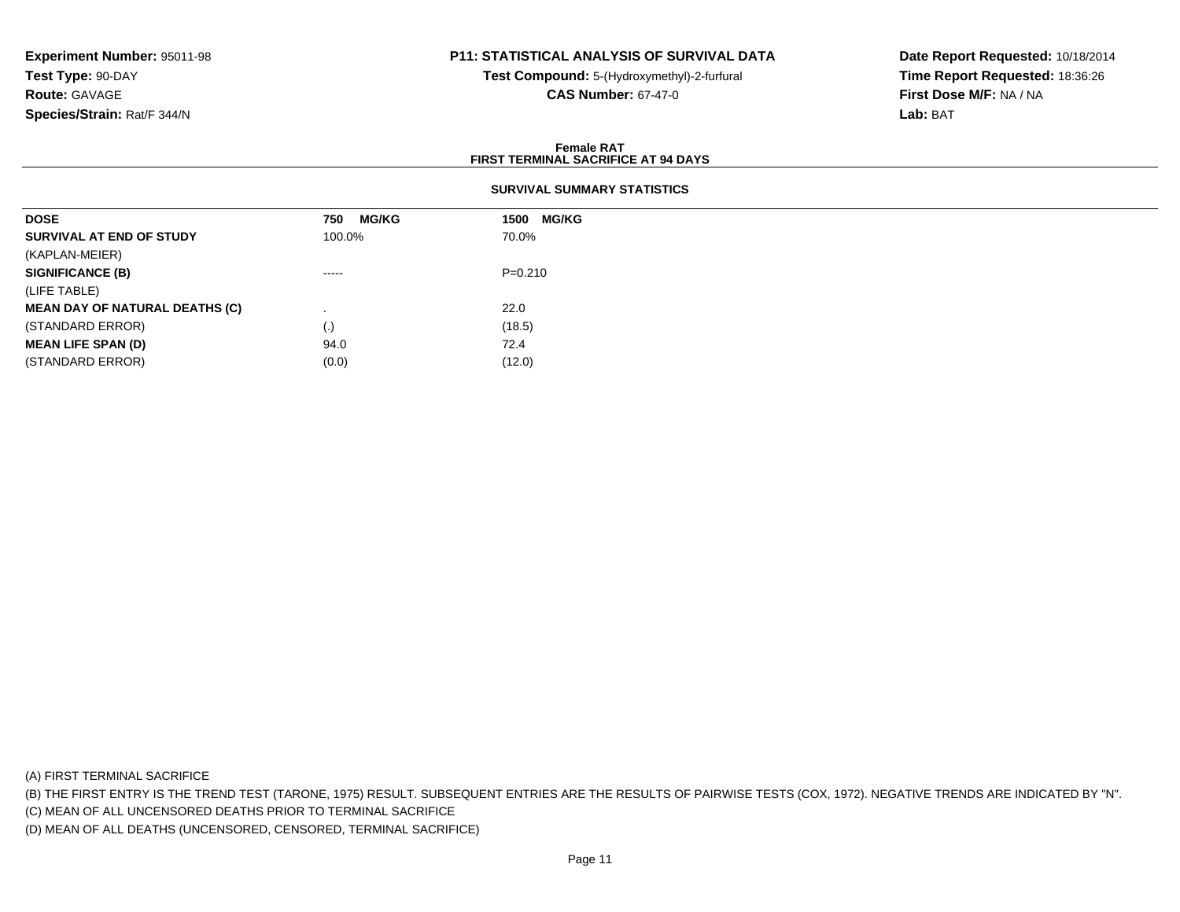**Experiment Number:** 95011-98
**Test Type:** 90-DAY
**Route:** GAVAGE
**Species/Strain:** Rat/F 344/N

**P11: STATISTICAL ANALYSIS OF SURVIVAL DATA**
**Test Compound:** 5-(Hydroxymethyl)-2-furfural
**CAS Number:** 67-47-0

**Date Report Requested:** 10/18/2014
**Time Report Requested:** 18:36:26
**First Dose M/F:** NA / NA
**Lab:** BAT

**Female RAT**
**FIRST TERMINAL SACRIFICE AT 94 DAYS**

**SURVIVAL SUMMARY STATISTICS**

| DOSE | 750 MG/KG | 1500 MG/KG |
|---|---|---|
| **SURVIVAL AT END OF STUDY** | 100.0% | 70.0% |
| (KAPLAN-MEIER) | | |
| **SIGNIFICANCE (B)** | ----- | P=0.210 |
| (LIFE TABLE) | | |
| **MEAN DAY OF NATURAL DEATHS (C)** | . | 22.0 |
| (STANDARD ERROR) | (.) | (18.5) |
| **MEAN LIFE SPAN (D)** | 94.0 | 72.4 |
| (STANDARD ERROR) | (0.0) | (12.0) |

(A) FIRST TERMINAL SACRIFICE
(B) THE FIRST ENTRY IS THE TREND TEST (TARONE, 1975) RESULT. SUBSEQUENT ENTRIES ARE THE RESULTS OF PAIRWISE TESTS (COX, 1972). NEGATIVE TRENDS ARE INDICATED BY "N".
(C) MEAN OF ALL UNCENSORED DEATHS PRIOR TO TERMINAL SACRIFICE
(D) MEAN OF ALL DEATHS (UNCENSORED, CENSORED, TERMINAL SACRIFICE)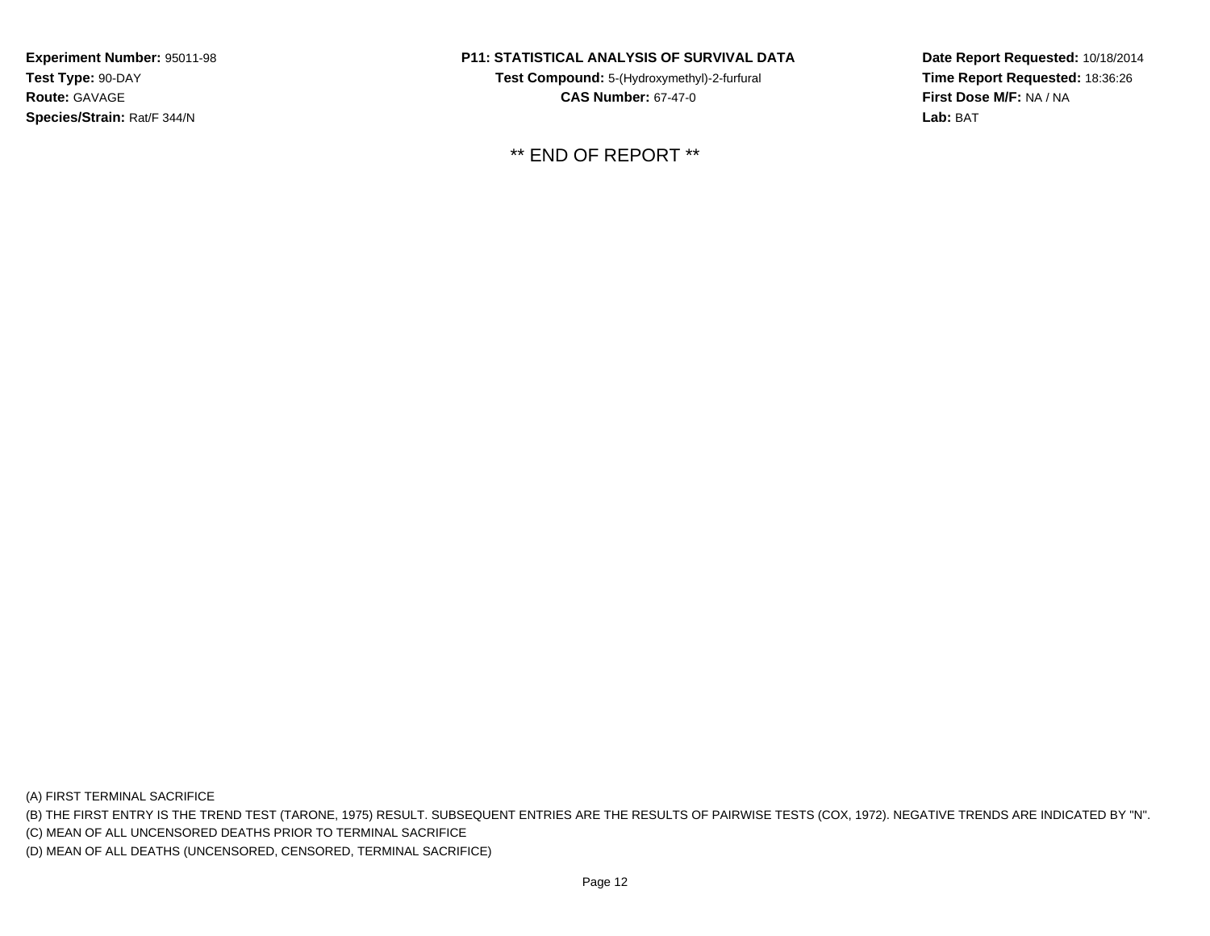**Experiment Number:** 95011-98
**Test Type:** 90-DAY
**Route:** GAVAGE
**Species/Strain:** Rat/F 344/N

**P11: STATISTICAL ANALYSIS OF SURVIVAL DATA**
**Test Compound:** 5-(Hydroxymethyl)-2-furfural
**CAS Number:** 67-47-0

**Date Report Requested:** 10/18/2014
**Time Report Requested:** 18:36:26
**First Dose M/F:** NA / NA
**Lab:** BAT

** END OF REPORT **

(A) FIRST TERMINAL SACRIFICE
(B) THE FIRST ENTRY IS THE TREND TEST (TARONE, 1975) RESULT. SUBSEQUENT ENTRIES ARE THE RESULTS OF PAIRWISE TESTS (COX, 1972). NEGATIVE TRENDS ARE INDICATED BY "N".
(C) MEAN OF ALL UNCENSORED DEATHS PRIOR TO TERMINAL SACRIFICE
(D) MEAN OF ALL DEATHS (UNCENSORED, CENSORED, TERMINAL SACRIFICE)